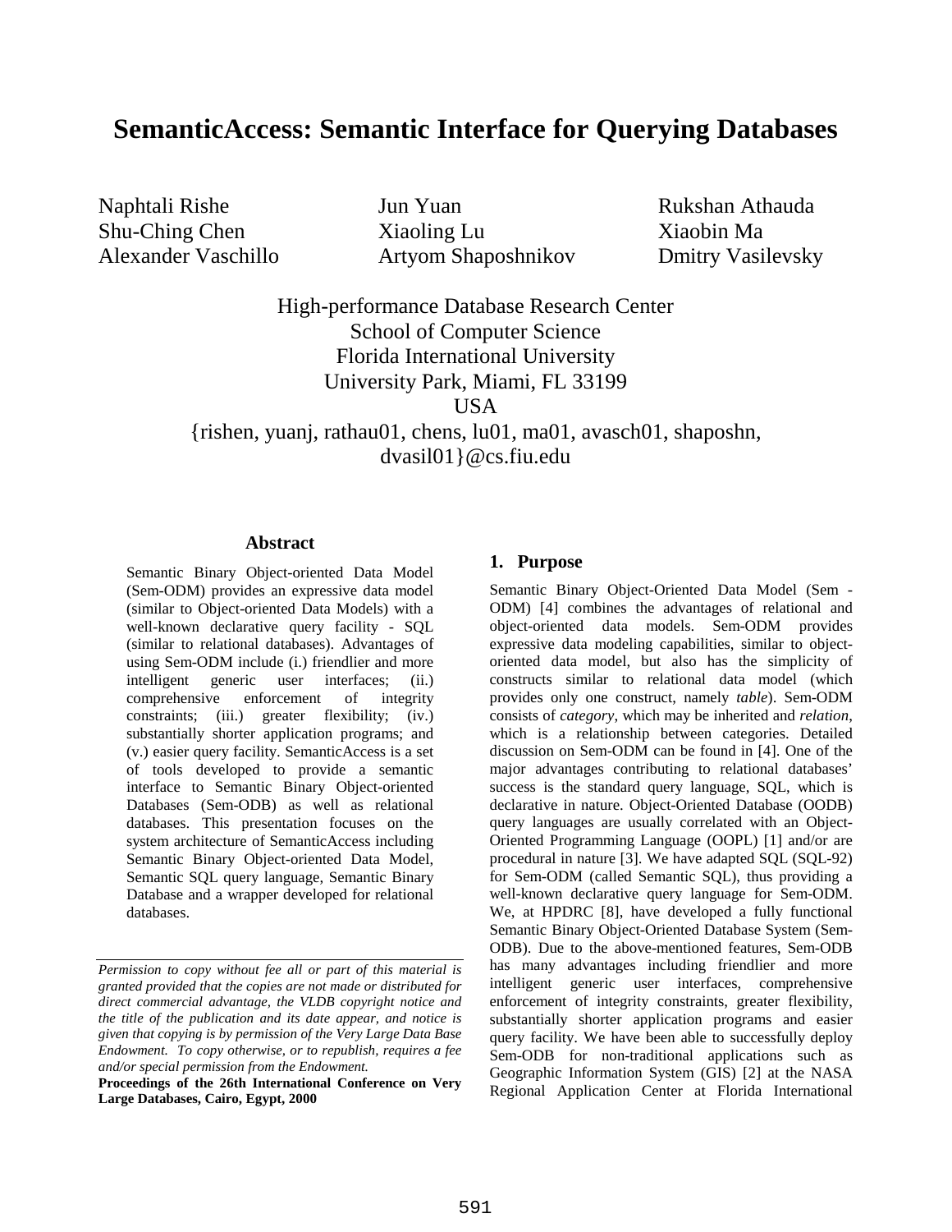# SemanticAccess: Semantic Interface for Querying Databases

Naphtali Rishe, Jun Yuan, Rukshan Athauda, Shu-Ching Chen, Xiaoling Lu, Xiaobin Ma, Alexander Vaschillo, Artyom Shaposhnikov, Dmitry Vasilevsky

High-performance Database Research Center
School of Computer Science
Florida International University
University Park, Miami, FL 33199
USA
{rishen, yuanj, rathau01, chens, lu01, ma01, avasch01, shaposhn, dvasil01}@cs.fiu.edu

### Abstract

Semantic Binary Object-oriented Data Model (Sem-ODM) provides an expressive data model (similar to Object-oriented Data Models) with a well-known declarative query facility - SQL (similar to relational databases). Advantages of using Sem-ODM include (i.) friendlier and more intelligent generic user interfaces; (ii.) comprehensive enforcement of integrity constraints; (iii.) greater flexibility; (iv.) substantially shorter application programs; and (v.) easier query facility. SemanticAccess is a set of tools developed to provide a semantic interface to Semantic Binary Object-oriented Databases (Sem-ODB) as well as relational databases. This presentation focuses on the system architecture of SemanticAccess including Semantic Binary Object-oriented Data Model, Semantic SQL query language, Semantic Binary Database and a wrapper developed for relational databases.

*Permission to copy without fee all or part of this material is granted provided that the copies are not made or distributed for direct commercial advantage, the VLDB copyright notice and the title of the publication and its date appear, and notice is given that copying is by permission of the Very Large Data Base Endowment. To copy otherwise, or to republish, requires a fee and/or special permission from the Endowment.*

**Proceedings of the 26th International Conference on Very Large Databases, Cairo, Egypt, 2000**

## 1. Purpose

Semantic Binary Object-Oriented Data Model (Sem - ODM) [4] combines the advantages of relational and object-oriented data models. Sem-ODM provides expressive data modeling capabilities, similar to object-oriented data model, but also has the simplicity of constructs similar to relational data model (which provides only one construct, namely *table*). Sem-ODM consists of *category*, which may be inherited and *relation*, which is a relationship between categories. Detailed discussion on Sem-ODM can be found in [4]. One of the major advantages contributing to relational databases' success is the standard query language, SQL, which is declarative in nature. Object-Oriented Database (OODB) query languages are usually correlated with an Object-Oriented Programming Language (OOPL) [1] and/or are procedural in nature [3]. We have adapted SQL (SQL-92) for Sem-ODM (called Semantic SQL), thus providing a well-known declarative query language for Sem-ODM. We, at HPDRC [8], have developed a fully functional Semantic Binary Object-Oriented Database System (Sem-ODB). Due to the above-mentioned features, Sem-ODB has many advantages including friendlier and more intelligent generic user interfaces, comprehensive enforcement of integrity constraints, greater flexibility, substantially shorter application programs and easier query facility. We have been able to successfully deploy Sem-ODB for non-traditional applications such as Geographic Information System (GIS) [2] at the NASA Regional Application Center at Florida International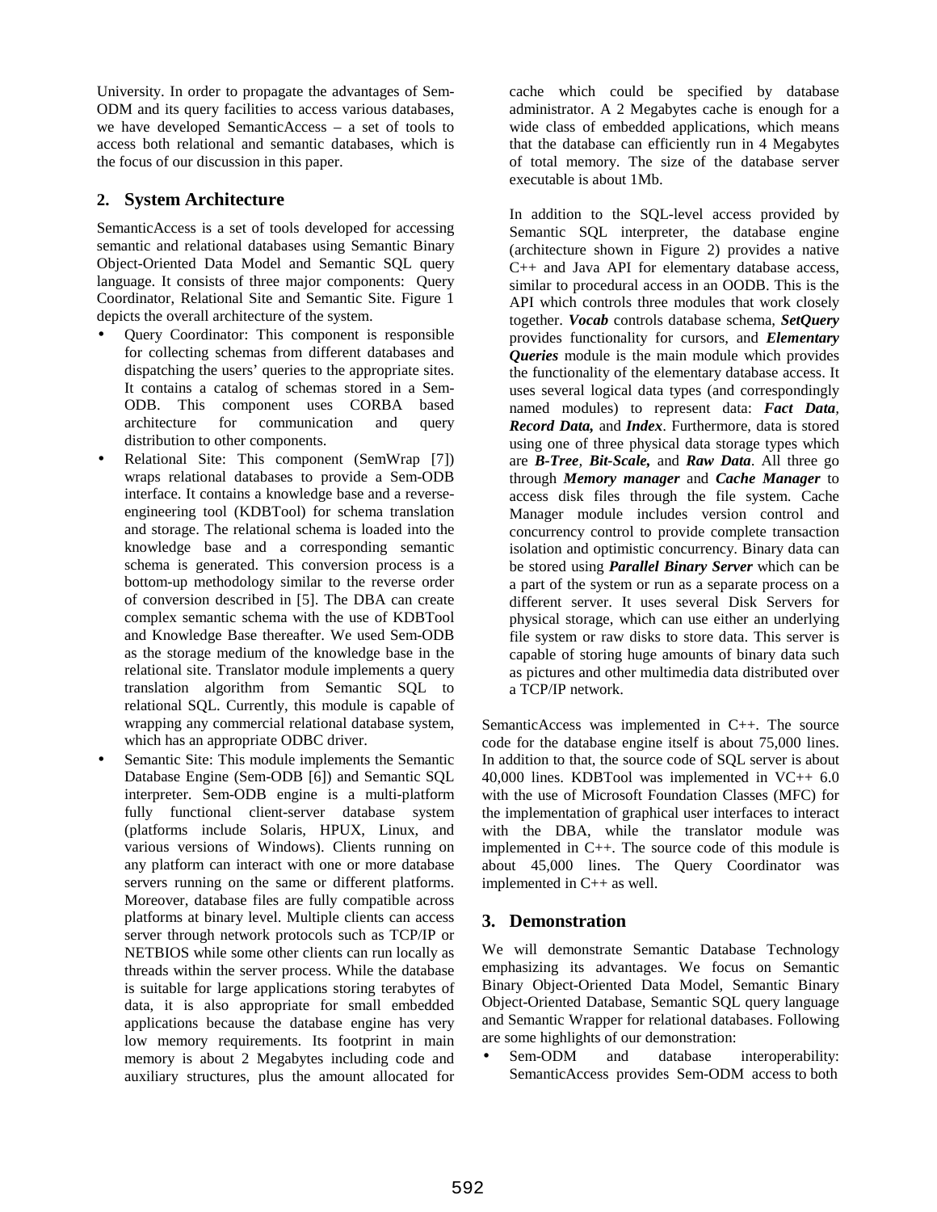University. In order to propagate the advantages of Sem-ODM and its query facilities to access various databases, we have developed SemanticAccess – a set of tools to access both relational and semantic databases, which is the focus of our discussion in this paper.

## 2. System Architecture

SemanticAccess is a set of tools developed for accessing semantic and relational databases using Semantic Binary Object-Oriented Data Model and Semantic SQL query language. It consists of three major components: Query Coordinator, Relational Site and Semantic Site. Figure 1 depicts the overall architecture of the system.

- Query Coordinator: This component is responsible for collecting schemas from different databases and dispatching the users' queries to the appropriate sites. It contains a catalog of schemas stored in a Sem-ODB. This component uses CORBA based architecture for communication and query distribution to other components.
- Relational Site: This component (SemWrap [7]) wraps relational databases to provide a Sem-ODB interface. It contains a knowledge base and a reverse-engineering tool (KDBTool) for schema translation and storage. The relational schema is loaded into the knowledge base and a corresponding semantic schema is generated. This conversion process is a bottom-up methodology similar to the reverse order of conversion described in [5]. The DBA can create complex semantic schema with the use of KDBTool and Knowledge Base thereafter. We used Sem-ODB as the storage medium of the knowledge base in the relational site. Translator module implements a query translation algorithm from Semantic SQL to relational SQL. Currently, this module is capable of wrapping any commercial relational database system, which has an appropriate ODBC driver.
- Semantic Site: This module implements the Semantic Database Engine (Sem-ODB [6]) and Semantic SQL interpreter. Sem-ODB engine is a multi-platform fully functional client-server database system (platforms include Solaris, HPUX, Linux, and various versions of Windows). Clients running on any platform can interact with one or more database servers running on the same or different platforms. Moreover, database files are fully compatible across platforms at binary level. Multiple clients can access server through network protocols such as TCP/IP or NETBIOS while some other clients can run locally as threads within the server process. While the database is suitable for large applications storing terabytes of data, it is also appropriate for small embedded applications because the database engine has very low memory requirements. Its footprint in main memory is about 2 Megabytes including code and auxiliary structures, plus the amount allocated for cache which could be specified by database administrator. A 2 Megabytes cache is enough for a wide class of embedded applications, which means that the database can efficiently run in 4 Megabytes of total memory. The size of the database server executable is about 1Mb.

  In addition to the SQL-level access provided by Semantic SQL interpreter, the database engine (architecture shown in Figure 2) provides a native C++ and Java API for elementary database access, similar to procedural access in an OODB. This is the API which controls three modules that work closely together. ***Vocab*** controls database schema, ***SetQuery*** provides functionality for cursors, and ***Elementary Queries*** module is the main module which provides the functionality of the elementary database access. It uses several logical data types (and correspondingly named modules) to represent data: ***Fact Data***, ***Record Data,*** and ***Index***. Furthermore, data is stored using one of three physical data storage types which are ***B-Tree***, ***Bit-Scale,*** and ***Raw Data***. All three go through ***Memory manager*** and ***Cache Manager*** to access disk files through the file system. Cache Manager module includes version control and concurrency control to provide complete transaction isolation and optimistic concurrency. Binary data can be stored using ***Parallel Binary Server*** which can be a part of the system or run as a separate process on a different server. It uses several Disk Servers for physical storage, which can use either an underlying file system or raw disks to store data. This server is capable of storing huge amounts of binary data such as pictures and other multimedia data distributed over a TCP/IP network.

SemanticAccess was implemented in C++. The source code for the database engine itself is about 75,000 lines. In addition to that, the source code of SQL server is about 40,000 lines. KDBTool was implemented in VC++ 6.0 with the use of Microsoft Foundation Classes (MFC) for the implementation of graphical user interfaces to interact with the DBA, while the translator module was implemented in C++. The source code of this module is about 45,000 lines. The Query Coordinator was implemented in C++ as well.

## 3. Demonstration

We will demonstrate Semantic Database Technology emphasizing its advantages. We focus on Semantic Binary Object-Oriented Data Model, Semantic Binary Object-Oriented Database, Semantic SQL query language and Semantic Wrapper for relational databases. Following are some highlights of our demonstration:

- Sem-ODM and database interoperability: SemanticAccess provides Sem-ODM access to both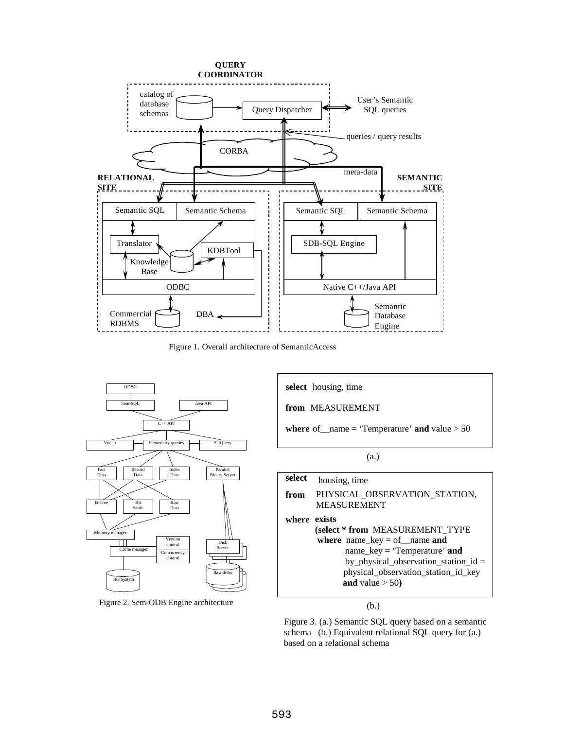Figure 1. Overall architecture of SemanticAccess

Figure 2. Sem-ODB Engine architecture

```
select  housing, time
from  MEASUREMENT
where of__name = 'Temperature' and value > 50
```

(a.)

```
select   housing, time
from     PHYSICAL_OBSERVATION_STATION,
         MEASUREMENT
where  exists
        (select * from  MEASUREMENT_TYPE
         where  name_key = of__name and
                name_key = 'Temperature' and
                by_physical_observation_station_id =
                physical_observation_station_id_key
                and value > 50)
```

(b.)

Figure 3. (a.) Semantic SQL query based on a semantic schema (b.) Equivalent relational SQL query for (a.) based on a relational schema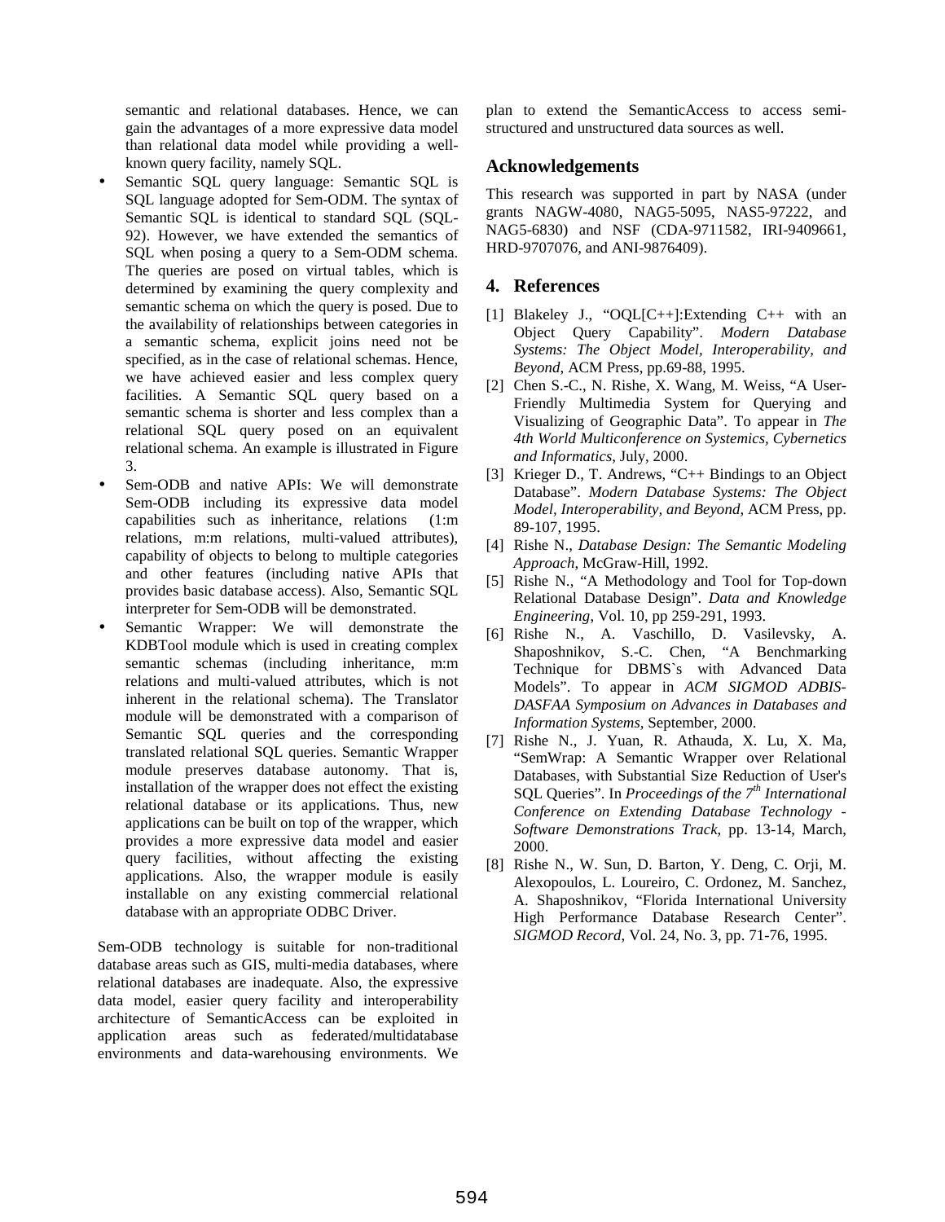semantic and relational databases. Hence, we can gain the advantages of a more expressive data model than relational data model while providing a well-known query facility, namely SQL.

- Semantic SQL query language: Semantic SQL is SQL language adopted for Sem-ODM. The syntax of Semantic SQL is identical to standard SQL (SQL-92). However, we have extended the semantics of SQL when posing a query to a Sem-ODM schema. The queries are posed on virtual tables, which is determined by examining the query complexity and semantic schema on which the query is posed. Due to the availability of relationships between categories in a semantic schema, explicit joins need not be specified, as in the case of relational schemas. Hence, we have achieved easier and less complex query facilities. A Semantic SQL query based on a semantic schema is shorter and less complex than a relational SQL query posed on an equivalent relational schema. An example is illustrated in Figure 3.
- Sem-ODB and native APIs: We will demonstrate Sem-ODB including its expressive data model capabilities such as inheritance, relations (1:m relations, m:m relations, multi-valued attributes), capability of objects to belong to multiple categories and other features (including native APIs that provides basic database access). Also, Semantic SQL interpreter for Sem-ODB will be demonstrated.
- Semantic Wrapper: We will demonstrate the KDBTool module which is used in creating complex semantic schemas (including inheritance, m:m relations and multi-valued attributes, which is not inherent in the relational schema). The Translator module will be demonstrated with a comparison of Semantic SQL queries and the corresponding translated relational SQL queries. Semantic Wrapper module preserves database autonomy. That is, installation of the wrapper does not effect the existing relational database or its applications. Thus, new applications can be built on top of the wrapper, which provides a more expressive data model and easier query facilities, without affecting the existing applications. Also, the wrapper module is easily installable on any existing commercial relational database with an appropriate ODBC Driver.

Sem-ODB technology is suitable for non-traditional database areas such as GIS, multi-media databases, where relational databases are inadequate. Also, the expressive data model, easier query facility and interoperability architecture of SemanticAccess can be exploited in application areas such as federated/multidatabase environments and data-warehousing environments. We plan to extend the SemanticAccess to access semi-structured and unstructured data sources as well.

## Acknowledgements

This research was supported in part by NASA (under grants NAGW-4080, NAG5-5095, NAS5-97222, and NAG5-6830) and NSF (CDA-9711582, IRI-9409661, HRD-9707076, and ANI-9876409).

## 4. References

[1] Blakeley J., "OQL[C++]:Extending C++ with an Object Query Capability". *Modern Database Systems: The Object Model, Interoperability, and Beyond*, ACM Press, pp.69-88, 1995.

[2] Chen S.-C., N. Rishe, X. Wang, M. Weiss, "A User-Friendly Multimedia System for Querying and Visualizing of Geographic Data". To appear in *The 4th World Multiconference on Systemics, Cybernetics and Informatics*, July, 2000.

[3] Krieger D., T. Andrews, "C++ Bindings to an Object Database". *Modern Database Systems: The Object Model, Interoperability, and Beyond*, ACM Press, pp. 89-107, 1995.

[4] Rishe N., *Database Design: The Semantic Modeling Approach*, McGraw-Hill, 1992.

[5] Rishe N., "A Methodology and Tool for Top-down Relational Database Design". *Data and Knowledge Engineering*, Vol. 10, pp 259-291, 1993.

[6] Rishe N., A. Vaschillo, D. Vasilevsky, A. Shaposhnikov, S.-C. Chen, "A Benchmarking Technique for DBMS`s with Advanced Data Models". To appear in *ACM SIGMOD ADBIS-DASFAA Symposium on Advances in Databases and Information Systems*, September, 2000.

[7] Rishe N., J. Yuan, R. Athauda, X. Lu, X. Ma, "SemWrap: A Semantic Wrapper over Relational Databases, with Substantial Size Reduction of User's SQL Queries". In *Proceedings of the 7th International Conference on Extending Database Technology - Software Demonstrations Track*, pp. 13-14, March, 2000.

[8] Rishe N., W. Sun, D. Barton, Y. Deng, C. Orji, M. Alexopoulos, L. Loureiro, C. Ordonez, M. Sanchez, A. Shaposhnikov, "Florida International University High Performance Database Research Center". *SIGMOD Record*, Vol. 24, No. 3, pp. 71-76, 1995.